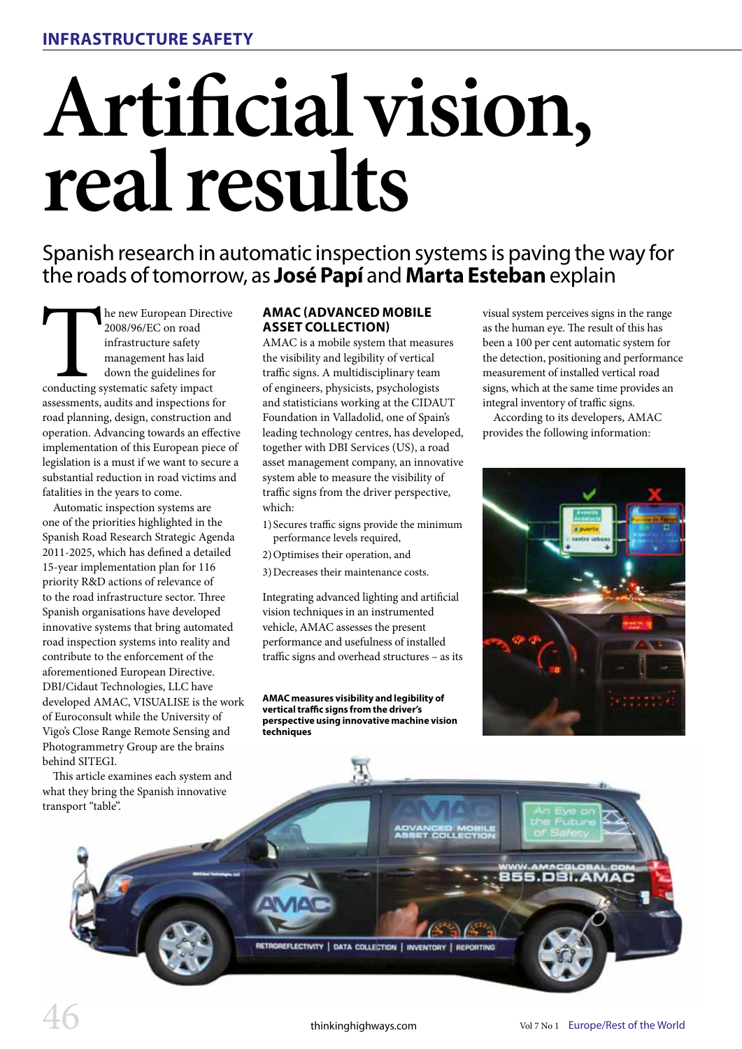# Artificial vision, real results

## Spanish research in automatic inspection systems is paving the way for the roads of tomorrow, as **José Papí** and **Marta Esteban** explain

The new European Directive 2008/96/EC on road infrastructure safety management has laid down the guidelines for conducting systematic safety impact assessments, audits and inspections for road planning, design, construction and operation. Advancing towards an effective implementation of this European piece of legislation is a must if we want to secure a substantial reduction in road victims and fatalities in the years to come.

Automatic inspection systems are one of the priorities highlighted in the Spanish Road Research Strategic Agenda 2011-2025, which has defined a detailed 15-year implementation plan for 116 priority R&D actions of relevance of to the road infrastructure sector. Three Spanish organisations have developed innovative systems that bring automated road inspection systems into reality and contribute to the enforcement of the aforementioned European Directive. DBI/Cidaut Technologies, LLC have developed AMAC, VISUALISE is the work of Euroconsult while the University of Vigo's Close Range Remote Sensing and Photogrammetry Group are the brains behind SITEGI.

This article examines each system and what they bring the Spanish innovative transport "table".

### AMAC (ADVANCED MOBILE ASSET COLLECTION)

AMAC is a mobile system that measures the visibility and legibility of vertical traffic signs. A multidisciplinary team of engineers, physicists, psychologists and statisticians working at the CIDAUT Foundation in Valladolid, one of Spain's leading technology centres, has developed, together with DBI Services (US), a road asset management company, an innovative system able to measure the visibility of traffic signs from the driver perspective, which:

1) Secures traffic signs provide the minimum performance levels required,
2) Optimises their operation, and
3) Decreases their maintenance costs.

Integrating advanced lighting and artificial vision techniques in an instrumented vehicle, AMAC assesses the present performance and usefulness of installed traffic signs and overhead structures – as its visual system perceives signs in the range as the human eye. The result of this has been a 100 per cent automatic system for the detection, positioning and performance measurement of installed vertical road signs, which at the same time provides an integral inventory of traffic signs.

According to its developers, AMAC provides the following information:

**AMAC measures visibility and legibility of vertical traffic signs from the driver's perspective using innovative machine vision techniques**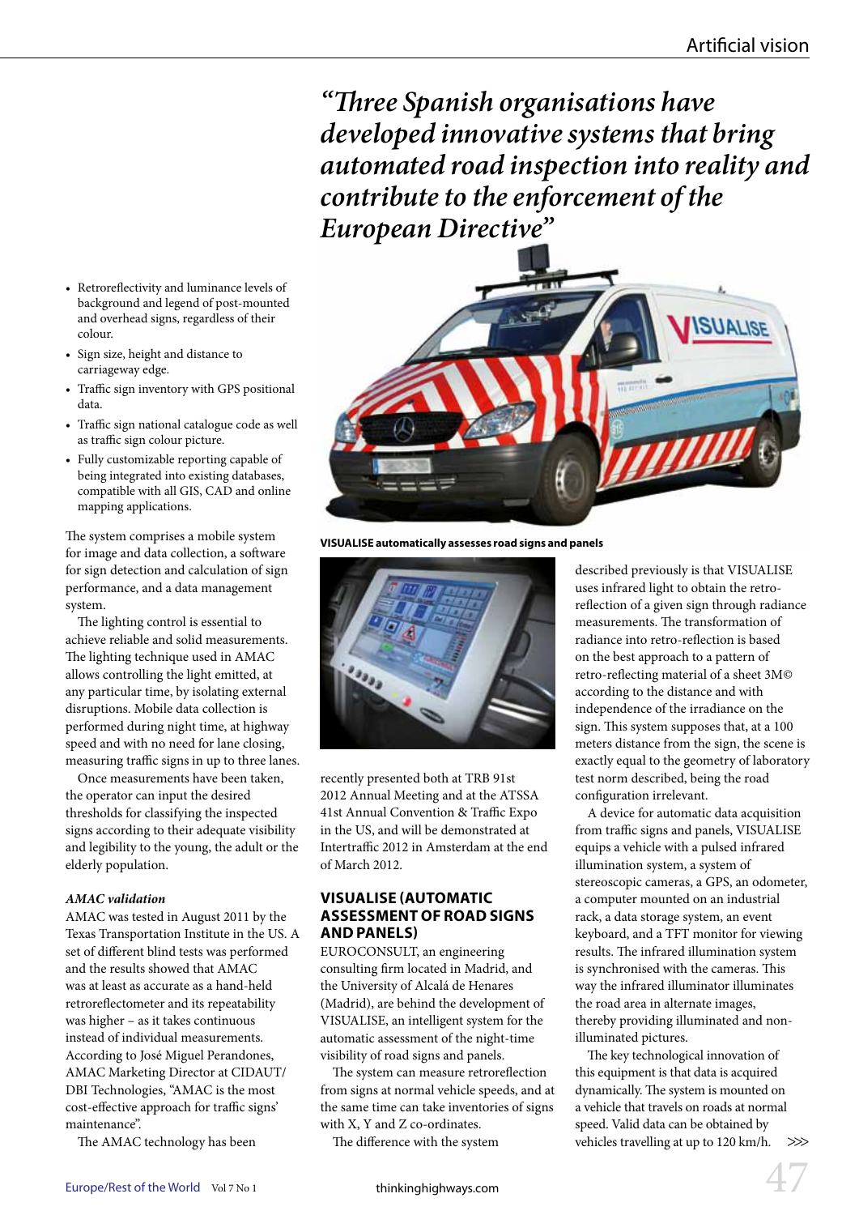*"Three Spanish organisations have developed innovative systems that bring automated road inspection into reality and contribute to the enforcement of the European Directive"*

- Retroreflectivity and luminance levels of background and legend of post-mounted and overhead signs, regardless of their colour.
- Sign size, height and distance to carriageway edge.
- Traffic sign inventory with GPS positional data.
- Traffic sign national catalogue code as well as traffic sign colour picture.
- Fully customizable reporting capable of being integrated into existing databases, compatible with all GIS, CAD and online mapping applications.

The system comprises a mobile system for image and data collection, a software for sign detection and calculation of sign performance, and a data management system.

The lighting control is essential to achieve reliable and solid measurements. The lighting technique used in AMAC allows controlling the light emitted, at any particular time, by isolating external disruptions. Mobile data collection is performed during night time, at highway speed and with no need for lane closing, measuring traffic signs in up to three lanes.

Once measurements have been taken, the operator can input the desired thresholds for classifying the inspected signs according to their adequate visibility and legibility to the young, the adult or the elderly population.

***AMAC validation***

AMAC was tested in August 2011 by the Texas Transportation Institute in the US. A set of different blind tests was performed and the results showed that AMAC was at least as accurate as a hand-held retroreflectometer and its repeatability was higher – as it takes continuous instead of individual measurements. According to José Miguel Perandones, AMAC Marketing Director at CIDAUT/DBI Technologies, "AMAC is the most cost-effective approach for traffic signs' maintenance".

The AMAC technology has been recently presented both at TRB 91st 2012 Annual Meeting and at the ATSSA 41st Annual Convention & Traffic Expo in the US, and will be demonstrated at Intertraffic 2012 in Amsterdam at the end of March 2012.

**VISUALISE automatically assesses road signs and panels**

## VISUALISE (AUTOMATIC ASSESSMENT OF ROAD SIGNS AND PANELS)

EUROCONSULT, an engineering consulting firm located in Madrid, and the University of Alcalá de Henares (Madrid), are behind the development of VISUALISE, an intelligent system for the automatic assessment of the night-time visibility of road signs and panels.

The system can measure retroreflection from signs at normal vehicle speeds, and at the same time can take inventories of signs with X, Y and Z co-ordinates.

The difference with the system described previously is that VISUALISE uses infrared light to obtain the retro-reflection of a given sign through radiance measurements. The transformation of radiance into retro-reflection is based on the best approach to a pattern of retro-reflecting material of a sheet 3M© according to the distance and with independence of the irradiance on the sign. This system supposes that, at a 100 meters distance from the sign, the scene is exactly equal to the geometry of laboratory test norm described, being the road configuration irrelevant.

A device for automatic data acquisition from traffic signs and panels, VISUALISE equips a vehicle with a pulsed infrared illumination system, a system of stereoscopic cameras, a GPS, an odometer, a computer mounted on an industrial rack, a data storage system, an event keyboard, and a TFT monitor for viewing results. The infrared illumination system is synchronised with the cameras. This way the infrared illuminator illuminates the road area in alternate images, thereby providing illuminated and non-illuminated pictures.

The key technological innovation of this equipment is that data is acquired dynamically. The system is mounted on a vehicle that travels on roads at normal speed. Valid data can be obtained by vehicles travelling at up to 120 km/h.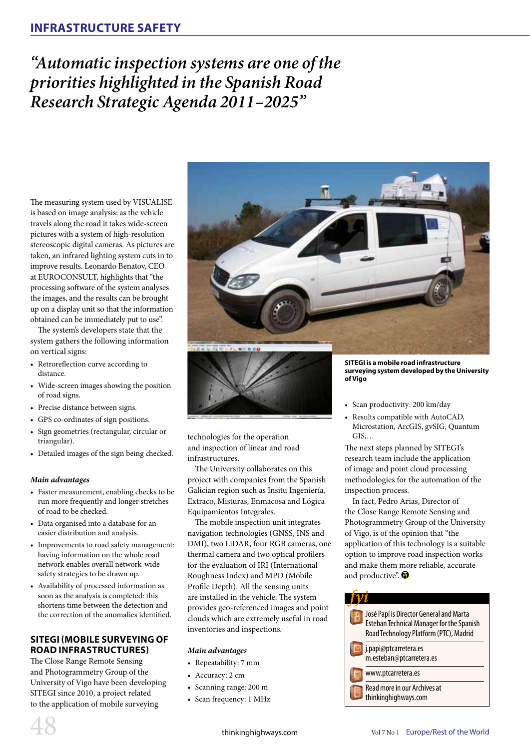*"Automatic inspection systems are one of the priorities highlighted in the Spanish Road Research Strategic Agenda 2011–2025"*

The measuring system used by VISUALISE is based on image analysis: as the vehicle travels along the road it takes wide-screen pictures with a system of high-resolution stereoscopic digital cameras. As pictures are taken, an infrared lighting system cuts in to improve results. Leonardo Benatov, CEO at EUROCONSULT, highlights that "the processing software of the system analyses the images, and the results can be brought up on a display unit so that the information obtained can be immediately put to use".

The system's developers state that the system gathers the following information on vertical signs:

- Retroreflection curve according to distance.
- Wide-screen images showing the position of road signs.
- Precise distance between signs.
- GPS co-ordinates of sign positions.
- Sign geometries (rectangular, circular or triangular).
- Detailed images of the sign being checked.

***Main advantages***

- Faster measurement, enabling checks to be run more frequently and longer stretches of road to be checked.
- Data organised into a database for an easier distribution and analysis.
- Improvements to road safety management: having information on the whole road network enables overall network-wide safety strategies to be drawn up.
- Availability of processed information as soon as the analysis is completed: this shortens time between the detection and the correction of the anomalies identified.

## SITEGI (MOBILE SURVEYING OF ROAD INFRASTRUCTURES)

The Close Range Remote Sensing and Photogrammetry Group of the University of Vigo have been developing SITEGI since 2010, a project related to the application of mobile surveying technologies for the operation and inspection of linear and road infrastructures.

The University collaborates on this project with companies from the Spanish Galician region such as Insitu Ingeniería, Extraco, Misturas, Enmacosa and Lógica Equipamientos Integrales.

The mobile inspection unit integrates navigation technologies (GNSS, INS and DMI), two LiDAR, four RGB cameras, one thermal camera and two optical profilers for the evaluation of IRI (International Roughness Index) and MPD (Mobile Profile Depth). All the sensing units are installed in the vehicle. The system provides geo-referenced images and point clouds which are extremely useful in road inventories and inspections.

***Main advantages***

- Repeatability: 7 mm
- Accuracy: 2 cm
- Scanning range: 200 m
- Scan frequency: 1 MHz
- Scan productivity: 200 km/day
- Results compatible with AutoCAD, Microstation, ArcGIS, gvSIG, Quantum GIS,…

**SITEGI is a mobile road infrastructure surveying system developed by the University of Vigo**

The next steps planned by SITEGI's research team include the application of image and point cloud processing methodologies for the automation of the inspection process.

In fact, Pedro Arias, Director of the Close Range Remote Sensing and Photogrammetry Group of the University of Vigo, is of the opinion that "the application of this technology is a suitable option to improve road inspection works and make them more reliable, accurate and productive".

***fyi***

José Papí is Director General and Marta Esteban Technical Manager for the Spanish Road Technology Platform (PTC), Madrid

j.papi@ptcarretera.es
m.esteban@ptcarretera.es

www.ptcarretera.es

Read more in our Archives at thinkinghighways.com